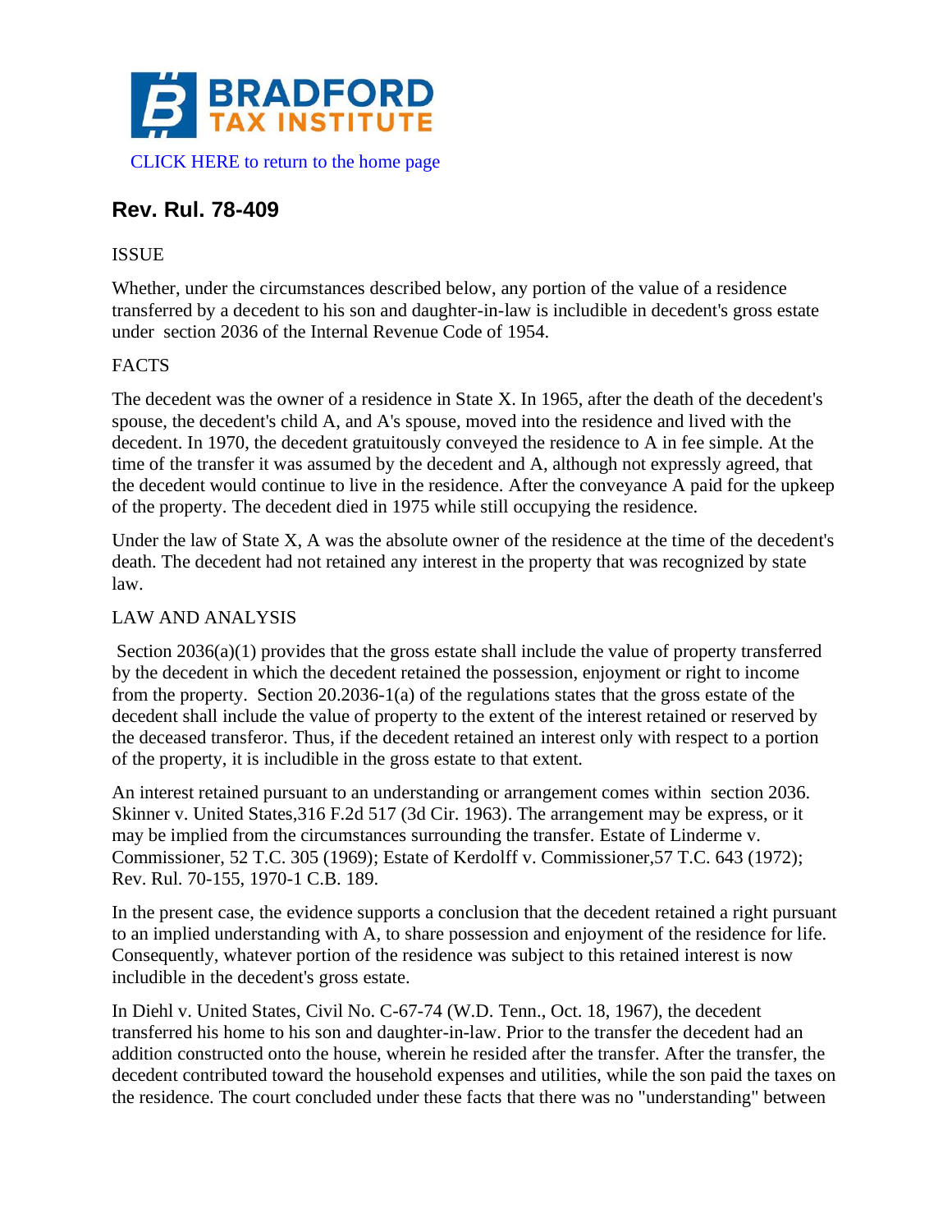# BRADFORD TAX INSTITUTE

CLICK HERE to return to the home page

## Rev. Rul. 78-409

ISSUE

Whether, under the circumstances described below, any portion of the value of a residence transferred by a decedent to his son and daughter-in-law is includible in decedent's gross estate under section 2036 of the Internal Revenue Code of 1954.

FACTS

The decedent was the owner of a residence in State X. In 1965, after the death of the decedent's spouse, the decedent's child A, and A's spouse, moved into the residence and lived with the decedent. In 1970, the decedent gratuitously conveyed the residence to A in fee simple. At the time of the transfer it was assumed by the decedent and A, although not expressly agreed, that the decedent would continue to live in the residence. After the conveyance A paid for the upkeep of the property. The decedent died in 1975 while still occupying the residence.

Under the law of State X, A was the absolute owner of the residence at the time of the decedent's death. The decedent had not retained any interest in the property that was recognized by state law.

LAW AND ANALYSIS

Section 2036(a)(1) provides that the gross estate shall include the value of property transferred by the decedent in which the decedent retained the possession, enjoyment or right to income from the property. Section 20.2036-1(a) of the regulations states that the gross estate of the decedent shall include the value of property to the extent of the interest retained or reserved by the deceased transferor. Thus, if the decedent retained an interest only with respect to a portion of the property, it is includible in the gross estate to that extent.

An interest retained pursuant to an understanding or arrangement comes within section 2036. Skinner v. United States,316 F.2d 517 (3d Cir. 1963). The arrangement may be express, or it may be implied from the circumstances surrounding the transfer. Estate of Linderme v. Commissioner, 52 T.C. 305 (1969); Estate of Kerdolff v. Commissioner,57 T.C. 643 (1972); Rev. Rul. 70-155, 1970-1 C.B. 189.

In the present case, the evidence supports a conclusion that the decedent retained a right pursuant to an implied understanding with A, to share possession and enjoyment of the residence for life. Consequently, whatever portion of the residence was subject to this retained interest is now includible in the decedent's gross estate.

In Diehl v. United States, Civil No. C-67-74 (W.D. Tenn., Oct. 18, 1967), the decedent transferred his home to his son and daughter-in-law. Prior to the transfer the decedent had an addition constructed onto the house, wherein he resided after the transfer. After the transfer, the decedent contributed toward the household expenses and utilities, while the son paid the taxes on the residence. The court concluded under these facts that there was no "understanding" between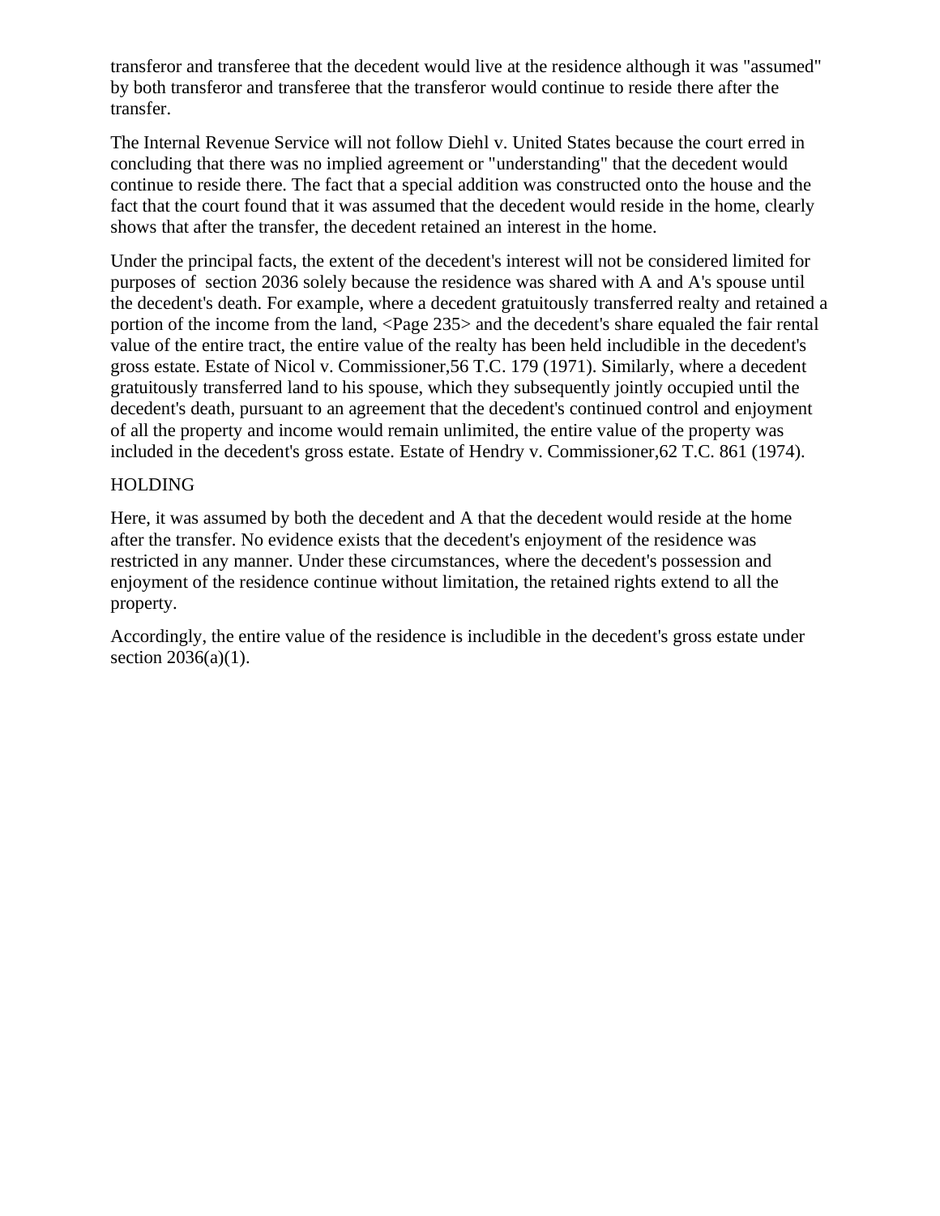transferor and transferee that the decedent would live at the residence although it was "assumed" by both transferor and transferee that the transferor would continue to reside there after the transfer.

The Internal Revenue Service will not follow Diehl v. United States because the court erred in concluding that there was no implied agreement or "understanding" that the decedent would continue to reside there. The fact that a special addition was constructed onto the house and the fact that the court found that it was assumed that the decedent would reside in the home, clearly shows that after the transfer, the decedent retained an interest in the home.

Under the principal facts, the extent of the decedent's interest will not be considered limited for purposes of section 2036 solely because the residence was shared with A and A's spouse until the decedent's death. For example, where a decedent gratuitously transferred realty and retained a portion of the income from the land, <Page 235> and the decedent's share equaled the fair rental value of the entire tract, the entire value of the realty has been held includible in the decedent's gross estate. Estate of Nicol v. Commissioner,56 T.C. 179 (1971). Similarly, where a decedent gratuitously transferred land to his spouse, which they subsequently jointly occupied until the decedent's death, pursuant to an agreement that the decedent's continued control and enjoyment of all the property and income would remain unlimited, the entire value of the property was included in the decedent's gross estate. Estate of Hendry v. Commissioner,62 T.C. 861 (1974).

HOLDING

Here, it was assumed by both the decedent and A that the decedent would reside at the home after the transfer. No evidence exists that the decedent's enjoyment of the residence was restricted in any manner. Under these circumstances, where the decedent's possession and enjoyment of the residence continue without limitation, the retained rights extend to all the property.

Accordingly, the entire value of the residence is includible in the decedent's gross estate under section 2036(a)(1).